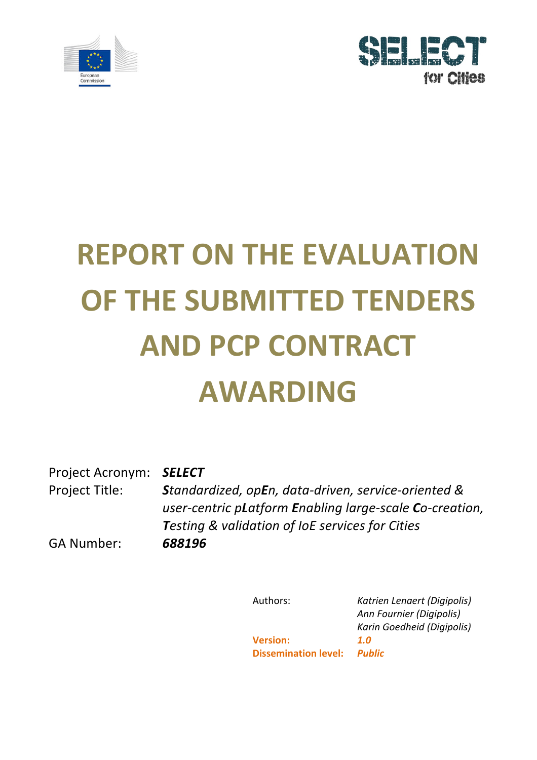# REPORT ON THE EVALUATION OF THE SUBMITTED TENDERS AND PCP CONTRACT AWARDING

Project Acronym: ***SELECT***

Project Title: ***S**tandardized, op**E**n, data-driven, service-oriented & user-centric p**L**atform **E**nabling large-scale **C**o-creation, **T**esting & validation of IoE services for Cities*

GA Number: ***688196***

Authors: *Katrien Lenaert (Digipolis)*
*Ann Fournier (Digipolis)*
*Karin Goedheid (Digipolis)*

**Version:** ***1.0***

**Dissemination level:** ***Public***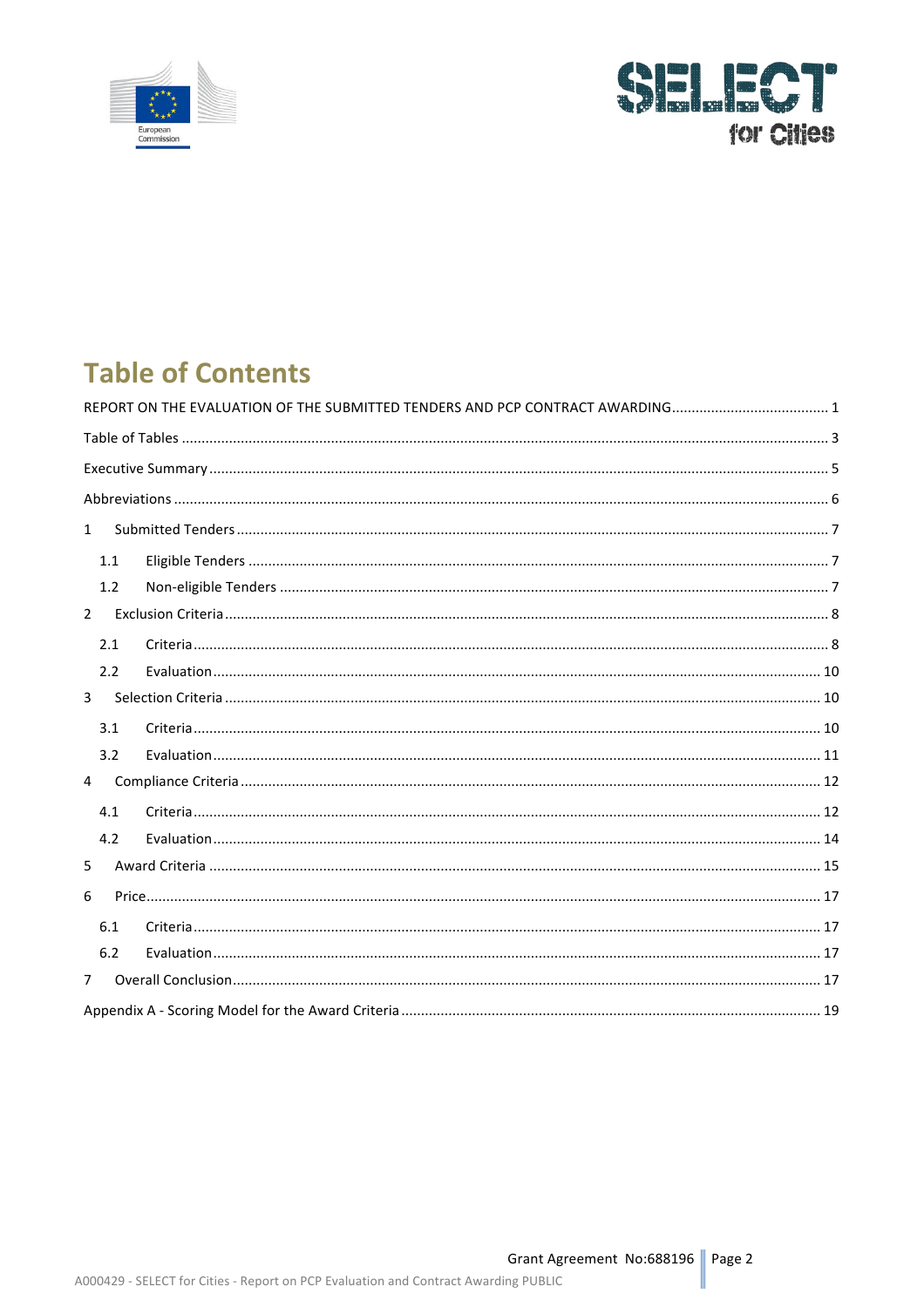# Table of Contents

REPORT ON THE EVALUATION OF THE SUBMITTED TENDERS AND PCP CONTRACT AWARDING ........................................ 1

Table of Tables ........................................................................................................................................ 3

Executive Summary .................................................................................................................................. 5

Abbreviations .......................................................................................................................................... 6

1 Submitted Tenders .................................................................................................................................. 7

- 1.1 Eligible Tenders ................................................................................................................................ 7
- 1.2 Non-eligible Tenders ......................................................................................................................... 7

2 Exclusion Criteria ..................................................................................................................................... 8

- 2.1 Criteria ............................................................................................................................................. 8
- 2.2 Evaluation ....................................................................................................................................... 10

3 Selection Criteria .................................................................................................................................... 10

- 3.1 Criteria ........................................................................................................................................... 10
- 3.2 Evaluation ....................................................................................................................................... 11

4 Compliance Criteria ................................................................................................................................. 12

- 4.1 Criteria ........................................................................................................................................... 12
- 4.2 Evaluation ....................................................................................................................................... 14

5 Award Criteria ........................................................................................................................................ 15

6 Price ....................................................................................................................................................... 17

- 6.1 Criteria ........................................................................................................................................... 17
- 6.2 Evaluation ....................................................................................................................................... 17

7 Overall Conclusion ................................................................................................................................... 17

Appendix A - Scoring Model for the Award Criteria ......................................................................................... 19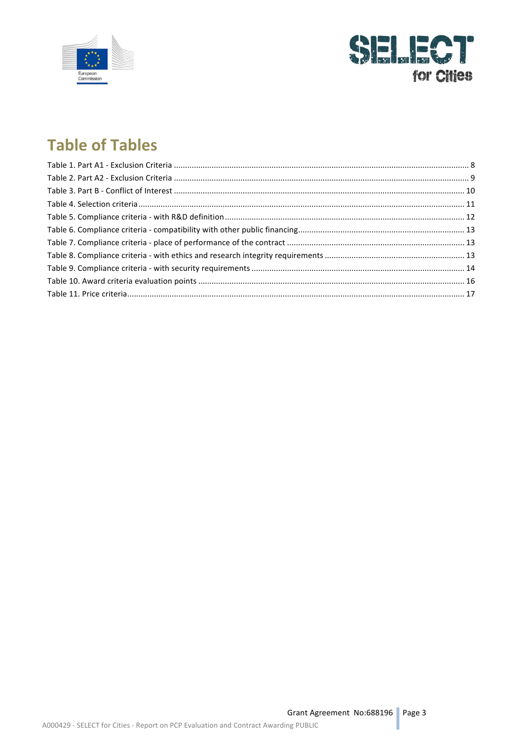# Table of Tables

Table 1. Part A1 - Exclusion Criteria .......... 8
Table 2. Part A2 - Exclusion Criteria .......... 9
Table 3. Part B - Conflict of Interest .......... 10
Table 4. Selection criteria .......... 11
Table 5. Compliance criteria - with R&D definition .......... 12
Table 6. Compliance criteria - compatibility with other public financing .......... 13
Table 7. Compliance criteria - place of performance of the contract .......... 13
Table 8. Compliance criteria - with ethics and research integrity requirements .......... 13
Table 9. Compliance criteria - with security requirements .......... 14
Table 10. Award criteria evaluation points .......... 16
Table 11. Price criteria .......... 17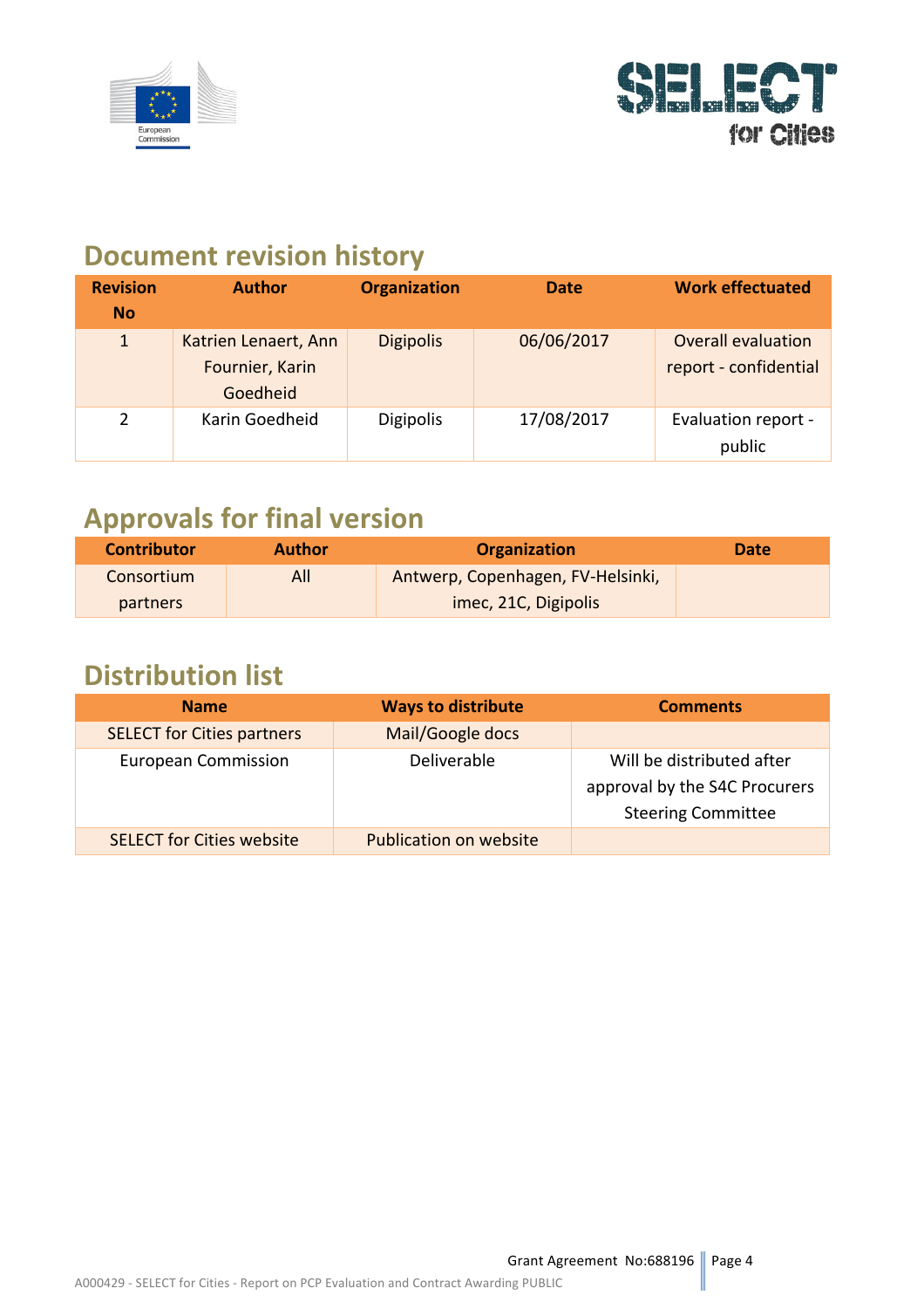## Document revision history

| Revision No | Author | Organization | Date | Work effectuated |
| --- | --- | --- | --- | --- |
| 1 | Katrien Lenaert, Ann Fournier, Karin Goedheid | Digipolis | 06/06/2017 | Overall evaluation report - confidential |
| 2 | Karin Goedheid | Digipolis | 17/08/2017 | Evaluation report - public |

## Approvals for final version

| Contributor | Author | Organization | Date |
| --- | --- | --- | --- |
| Consortium partners | All | Antwerp, Copenhagen, FV-Helsinki, imec, 21C, Digipolis | |

## Distribution list

| Name | Ways to distribute | Comments |
| --- | --- | --- |
| SELECT for Cities partners | Mail/Google docs | |
| European Commission | Deliverable | Will be distributed after approval by the S4C Procurers Steering Committee |
| SELECT for Cities website | Publication on website | |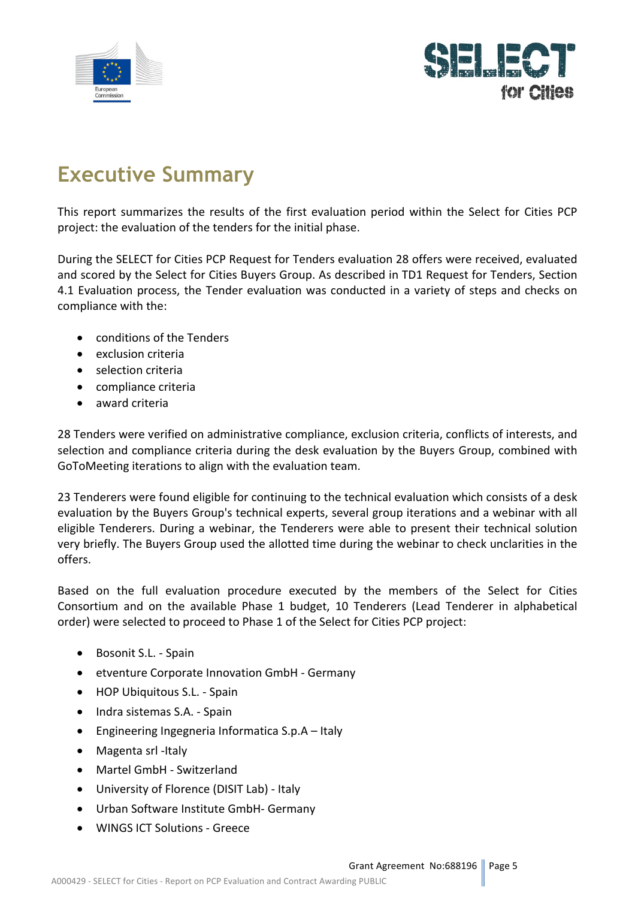# Executive Summary

This report summarizes the results of the first evaluation period within the Select for Cities PCP project: the evaluation of the tenders for the initial phase.

During the SELECT for Cities PCP Request for Tenders evaluation 28 offers were received, evaluated and scored by the Select for Cities Buyers Group. As described in TD1 Request for Tenders, Section 4.1 Evaluation process, the Tender evaluation was conducted in a variety of steps and checks on compliance with the:

- conditions of the Tenders
- exclusion criteria
- selection criteria
- compliance criteria
- award criteria

28 Tenders were verified on administrative compliance, exclusion criteria, conflicts of interests, and selection and compliance criteria during the desk evaluation by the Buyers Group, combined with GoToMeeting iterations to align with the evaluation team.

23 Tenderers were found eligible for continuing to the technical evaluation which consists of a desk evaluation by the Buyers Group's technical experts, several group iterations and a webinar with all eligible Tenderers. During a webinar, the Tenderers were able to present their technical solution very briefly. The Buyers Group used the allotted time during the webinar to check unclarities in the offers.

Based on the full evaluation procedure executed by the members of the Select for Cities Consortium and on the available Phase 1 budget, 10 Tenderers (Lead Tenderer in alphabetical order) were selected to proceed to Phase 1 of the Select for Cities PCP project:

- Bosonit S.L. - Spain
- etventure Corporate Innovation GmbH - Germany
- HOP Ubiquitous S.L. - Spain
- Indra sistemas S.A. - Spain
- Engineering Ingegneria Informatica S.p.A – Italy
- Magenta srl -Italy
- Martel GmbH - Switzerland
- University of Florence (DISIT Lab) - Italy
- Urban Software Institute GmbH- Germany
- WINGS ICT Solutions - Greece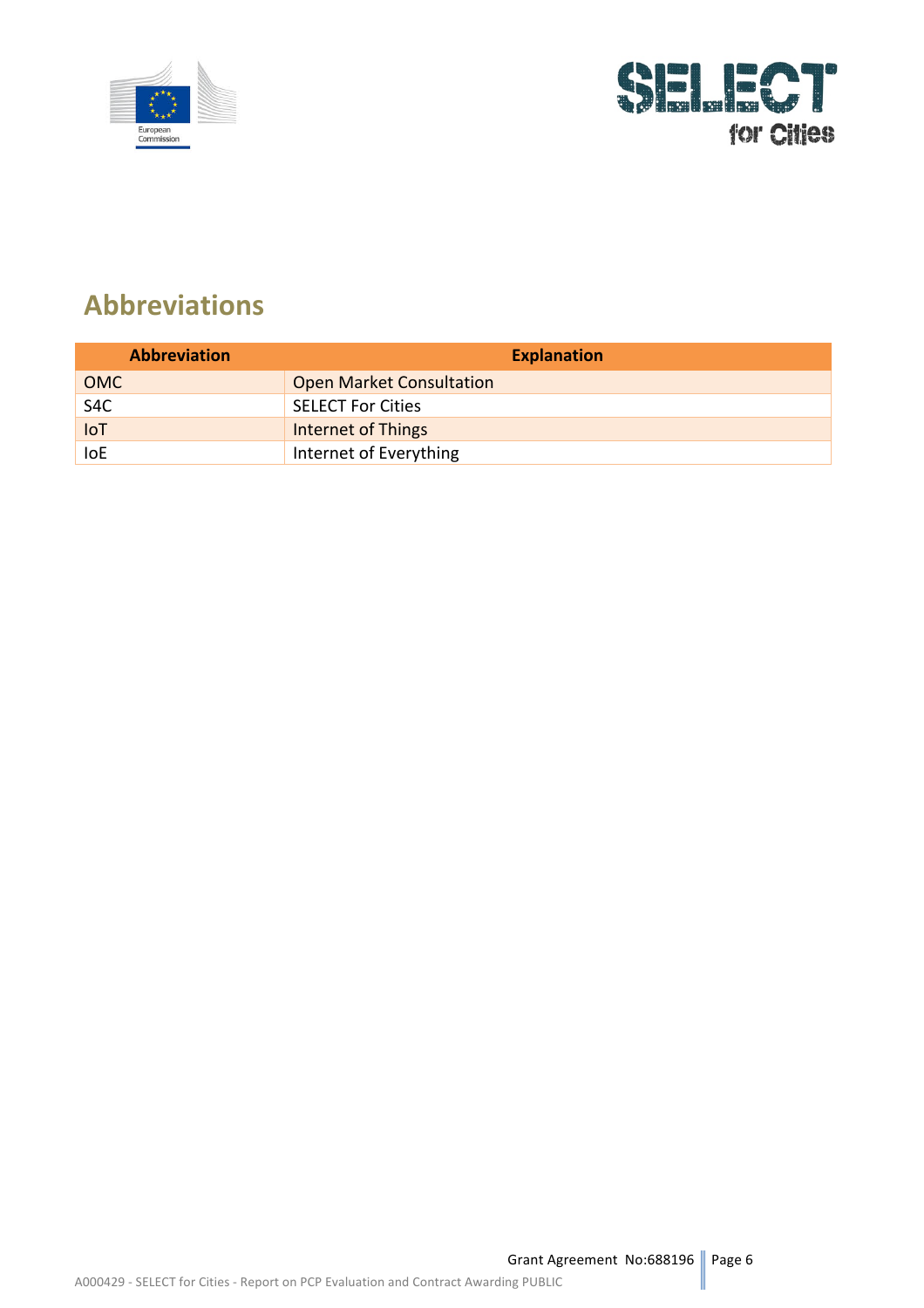# Abbreviations

| Abbreviation | Explanation |
| --- | --- |
| OMC | Open Market Consultation |
| S4C | SELECT For Cities |
| IoT | Internet of Things |
| IoE | Internet of Everything |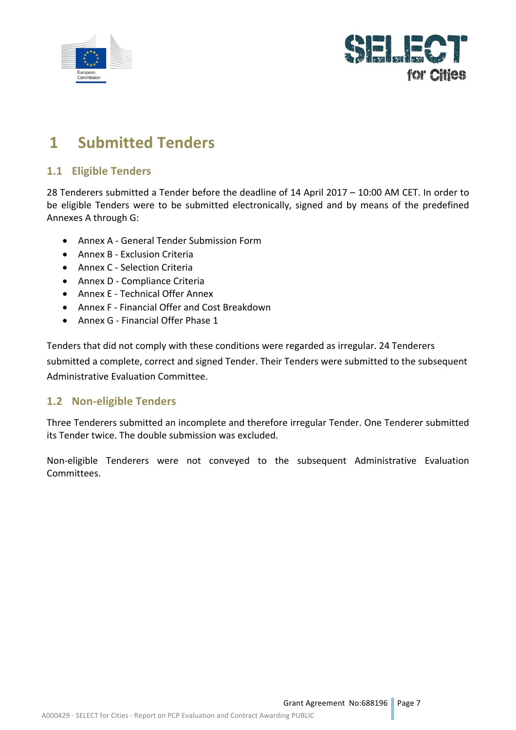# 1 Submitted Tenders

## 1.1 Eligible Tenders

28 Tenderers submitted a Tender before the deadline of 14 April 2017 – 10:00 AM CET. In order to be eligible Tenders were to be submitted electronically, signed and by means of the predefined Annexes A through G:

- Annex A - General Tender Submission Form
- Annex B - Exclusion Criteria
- Annex C - Selection Criteria
- Annex D - Compliance Criteria
- Annex E - Technical Offer Annex
- Annex F - Financial Offer and Cost Breakdown
- Annex G - Financial Offer Phase 1

Tenders that did not comply with these conditions were regarded as irregular. 24 Tenderers submitted a complete, correct and signed Tender. Their Tenders were submitted to the subsequent Administrative Evaluation Committee.

## 1.2 Non-eligible Tenders

Three Tenderers submitted an incomplete and therefore irregular Tender. One Tenderer submitted its Tender twice. The double submission was excluded.

Non-eligible Tenderers were not conveyed to the subsequent Administrative Evaluation Committees.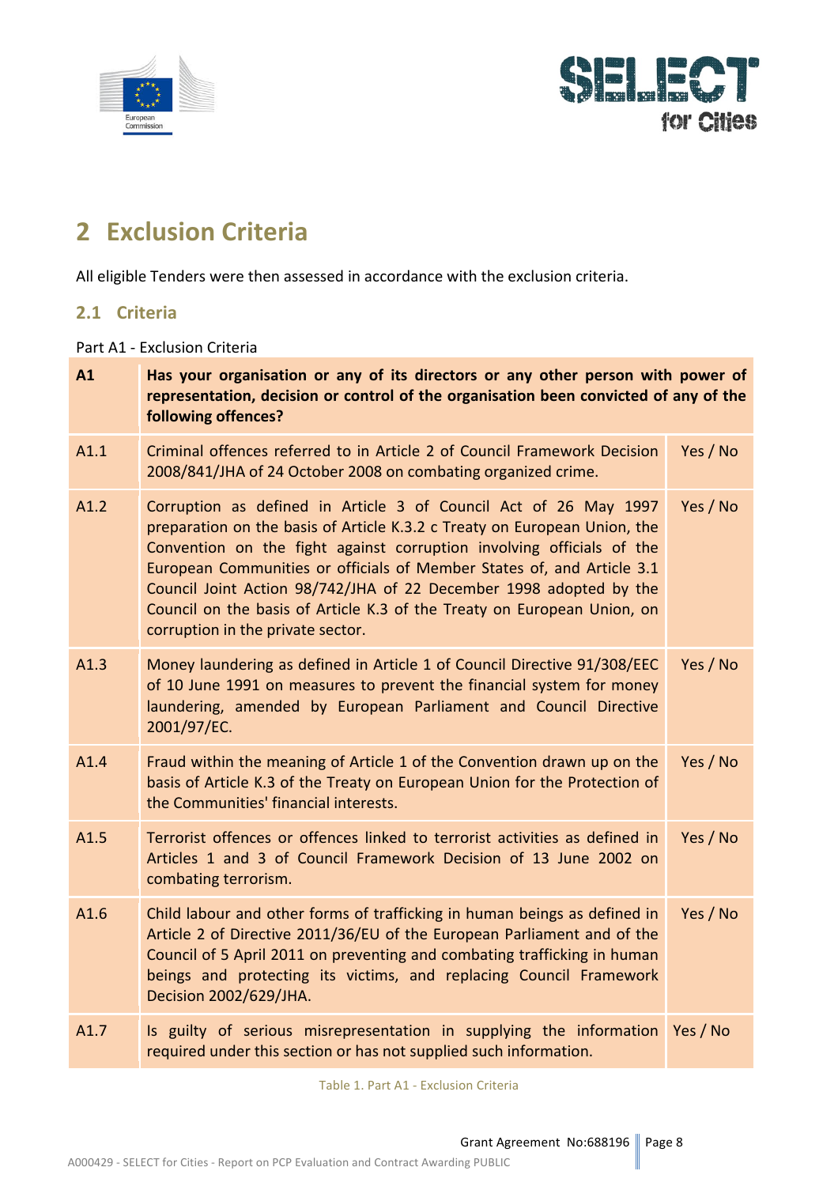## 2 Exclusion Criteria

All eligible Tenders were then assessed in accordance with the exclusion criteria.

### 2.1 Criteria

Part A1 - Exclusion Criteria

| A1 | Has your organisation or any of its directors or any other person with power of representation, decision or control of the organisation been convicted of any of the following offences? | |
|---|---|---|
| A1.1 | Criminal offences referred to in Article 2 of Council Framework Decision 2008/841/JHA of 24 October 2008 on combating organized crime. | Yes / No |
| A1.2 | Corruption as defined in Article 3 of Council Act of 26 May 1997 preparation on the basis of Article K.3.2 c Treaty on European Union, the Convention on the fight against corruption involving officials of the European Communities or officials of Member States of, and Article 3.1 Council Joint Action 98/742/JHA of 22 December 1998 adopted by the Council on the basis of Article K.3 of the Treaty on European Union, on corruption in the private sector. | Yes / No |
| A1.3 | Money laundering as defined in Article 1 of Council Directive 91/308/EEC of 10 June 1991 on measures to prevent the financial system for money laundering, amended by European Parliament and Council Directive 2001/97/EC. | Yes / No |
| A1.4 | Fraud within the meaning of Article 1 of the Convention drawn up on the basis of Article K.3 of the Treaty on European Union for the Protection of the Communities' financial interests. | Yes / No |
| A1.5 | Terrorist offences or offences linked to terrorist activities as defined in Articles 1 and 3 of Council Framework Decision of 13 June 2002 on combating terrorism. | Yes / No |
| A1.6 | Child labour and other forms of trafficking in human beings as defined in Article 2 of Directive 2011/36/EU of the European Parliament and of the Council of 5 April 2011 on preventing and combating trafficking in human beings and protecting its victims, and replacing Council Framework Decision 2002/629/JHA. | Yes / No |
| A1.7 | Is guilty of serious misrepresentation in supplying the information required under this section or has not supplied such information. | Yes / No |

Table 1. Part A1 - Exclusion Criteria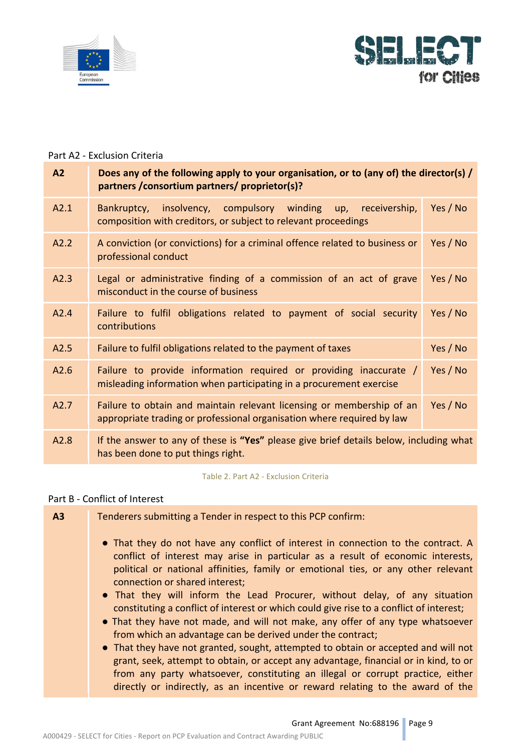Part A2 - Exclusion Criteria

| A2 | Does any of the following apply to your organisation, or to (any of) the director(s) / partners /consortium partners/ proprietor(s)? | |
|---|---|---|
| A2.1 | Bankruptcy, insolvency, compulsory winding up, receivership, composition with creditors, or subject to relevant proceedings | Yes / No |
| A2.2 | A conviction (or convictions) for a criminal offence related to business or professional conduct | Yes / No |
| A2.3 | Legal or administrative finding of a commission of an act of grave misconduct in the course of business | Yes / No |
| A2.4 | Failure to fulfil obligations related to payment of social security contributions | Yes / No |
| A2.5 | Failure to fulfil obligations related to the payment of taxes | Yes / No |
| A2.6 | Failure to provide information required or providing inaccurate / misleading information when participating in a procurement exercise | Yes / No |
| A2.7 | Failure to obtain and maintain relevant licensing or membership of an appropriate trading or professional organisation where required by law | Yes / No |
| A2.8 | If the answer to any of these is **"Yes"** please give brief details below, including what has been done to put things right. | |

Table 2. Part A2 - Exclusion Criteria

Part B - Conflict of Interest

| A3 | Tenderers submitting a Tender in respect to this PCP confirm: |
|---|---|
| | • That they do not have any conflict of interest in connection to the contract. A conflict of interest may arise in particular as a result of economic interests, political or national affinities, family or emotional ties, or any other relevant connection or shared interest;<br>• That they will inform the Lead Procurer, without delay, of any situation constituting a conflict of interest or which could give rise to a conflict of interest;<br>• That they have not made, and will not make, any offer of any type whatsoever from which an advantage can be derived under the contract;<br>• That they have not granted, sought, attempted to obtain or accepted and will not grant, seek, attempt to obtain, or accept any advantage, financial or in kind, to or from any party whatsoever, constituting an illegal or corrupt practice, either directly or indirectly, as an incentive or reward relating to the award of the |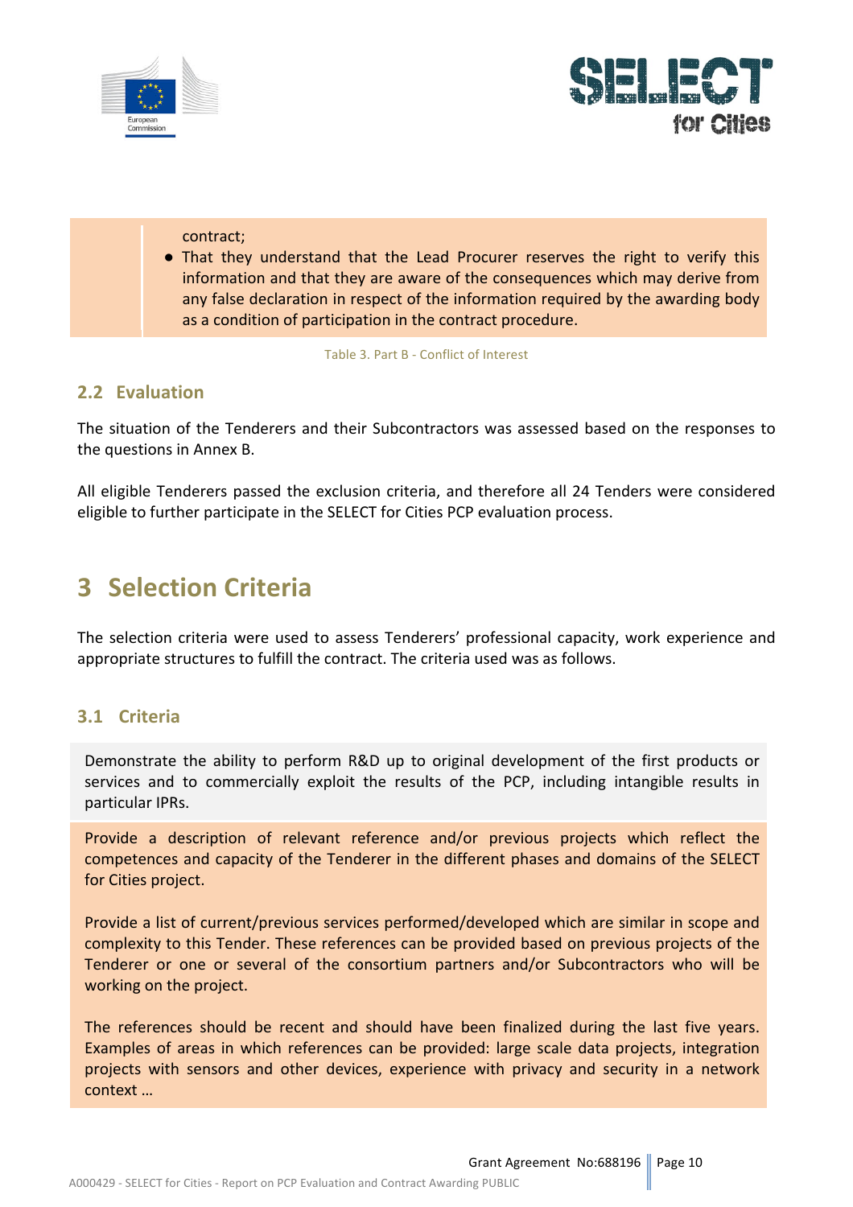| | contract;<br>● That they understand that the Lead Procurer reserves the right to verify this information and that they are aware of the consequences which may derive from any false declaration in respect of the information required by the awarding body as a condition of participation in the contract procedure. |
|---|---|

Table 3. Part B - Conflict of Interest

## 2.2 Evaluation

The situation of the Tenderers and their Subcontractors was assessed based on the responses to the questions in Annex B.

All eligible Tenderers passed the exclusion criteria, and therefore all 24 Tenders were considered eligible to further participate in the SELECT for Cities PCP evaluation process.

# 3 Selection Criteria

The selection criteria were used to assess Tenderers' professional capacity, work experience and appropriate structures to fulfill the contract. The criteria used was as follows.

## 3.1 Criteria

| Demonstrate the ability to perform R&D up to original development of the first products or services and to commercially exploit the results of the PCP, including intangible results in particular IPRs. |
|---|
| Provide a description of relevant reference and/or previous projects which reflect the competences and capacity of the Tenderer in the different phases and domains of the SELECT for Cities project.<br><br>Provide a list of current/previous services performed/developed which are similar in scope and complexity to this Tender. These references can be provided based on previous projects of the Tenderer or one or several of the consortium partners and/or Subcontractors who will be working on the project.<br><br>The references should be recent and should have been finalized during the last five years. Examples of areas in which references can be provided: large scale data projects, integration projects with sensors and other devices, experience with privacy and security in a network context … |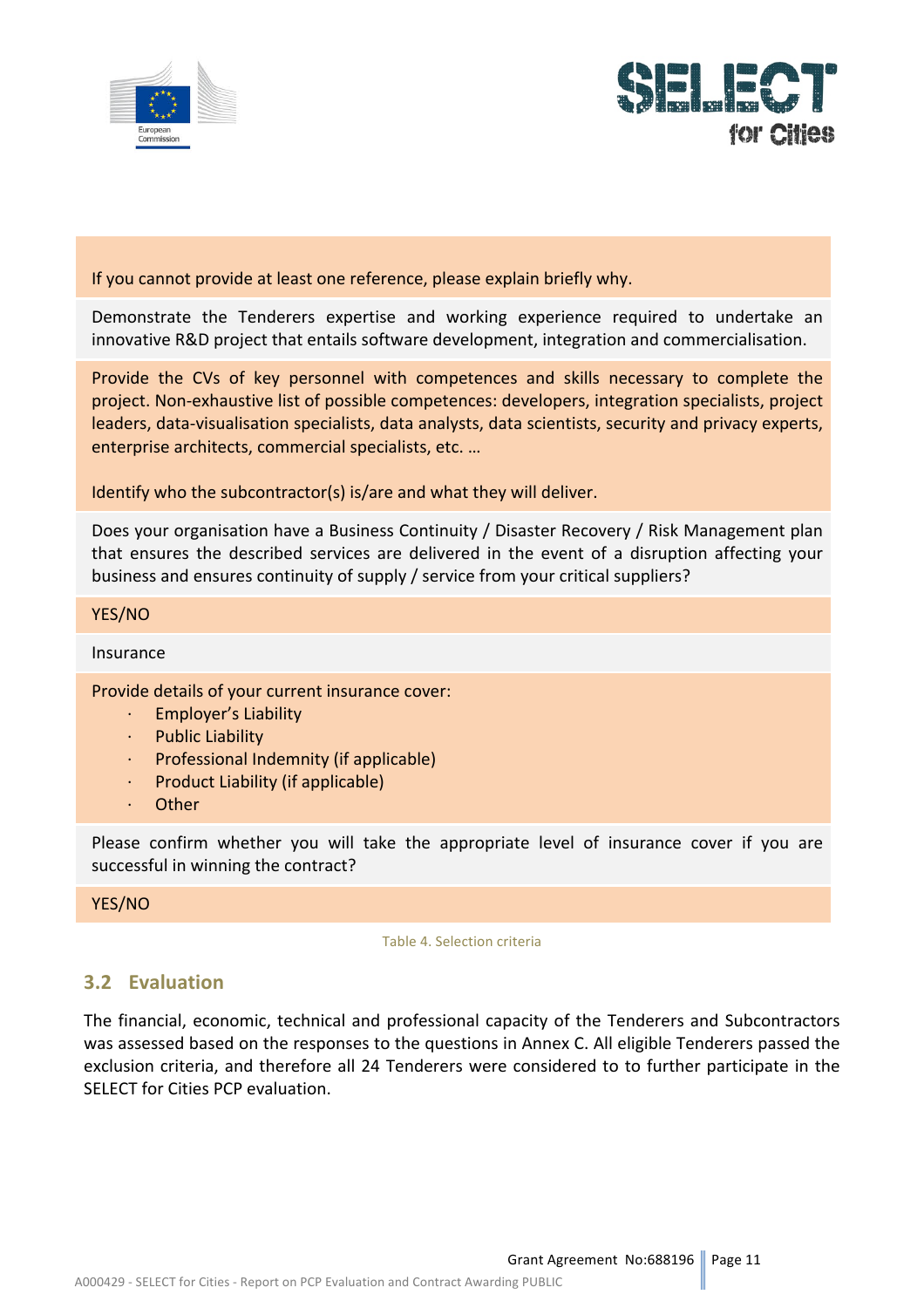| |
|---|
| If you cannot provide at least one reference, please explain briefly why. |
| Demonstrate the Tenderers expertise and working experience required to undertake an innovative R&D project that entails software development, integration and commercialisation. |
| Provide the CVs of key personnel with competences and skills necessary to complete the project. Non-exhaustive list of possible competences: developers, integration specialists, project leaders, data-visualisation specialists, data analysts, data scientists, security and privacy experts, enterprise architects, commercial specialists, etc. … <br><br> Identify who the subcontractor(s) is/are and what they will deliver. |
| Does your organisation have a Business Continuity / Disaster Recovery / Risk Management plan that ensures the described services are delivered in the event of a disruption affecting your business and ensures continuity of supply / service from your critical suppliers? |
| YES/NO |
| Insurance |
| Provide details of your current insurance cover: <br> · Employer's Liability <br> · Public Liability <br> · Professional Indemnity (if applicable) <br> · Product Liability (if applicable) <br> · Other |
| Please confirm whether you will take the appropriate level of insurance cover if you are successful in winning the contract? |
| YES/NO |

Table 4. Selection criteria

## 3.2 Evaluation

The financial, economic, technical and professional capacity of the Tenderers and Subcontractors was assessed based on the responses to the questions in Annex C. All eligible Tenderers passed the exclusion criteria, and therefore all 24 Tenderers were considered to to further participate in the SELECT for Cities PCP evaluation.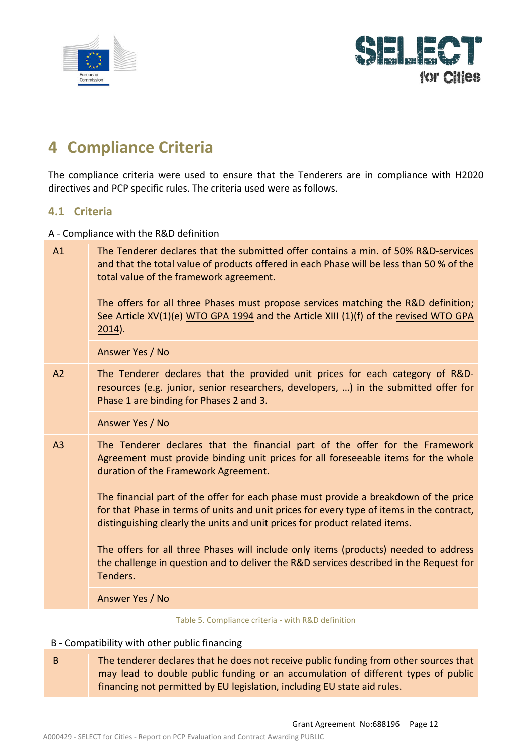# 4 Compliance Criteria

The compliance criteria were used to ensure that the Tenderers are in compliance with H2020 directives and PCP specific rules. The criteria used were as follows.

## 4.1 Criteria

A - Compliance with the R&D definition

| | |
|---|---|
| A1 | The Tenderer declares that the submitted offer contains a min. of 50% R&D-services and that the total value of products offered in each Phase will be less than 50 % of the total value of the framework agreement.<br><br>The offers for all three Phases must propose services matching the R&D definition; See Article XV(1)(e) WTO GPA 1994 and the Article XIII (1)(f) of the revised WTO GPA 2014). |
| | Answer Yes / No |
| A2 | The Tenderer declares that the provided unit prices for each category of R&D-resources (e.g. junior, senior researchers, developers, …) in the submitted offer for Phase 1 are binding for Phases 2 and 3. |
| | Answer Yes / No |
| A3 | The Tenderer declares that the financial part of the offer for the Framework Agreement must provide binding unit prices for all foreseeable items for the whole duration of the Framework Agreement.<br><br>The financial part of the offer for each phase must provide a breakdown of the price for that Phase in terms of units and unit prices for every type of items in the contract, distinguishing clearly the units and unit prices for product related items.<br><br>The offers for all three Phases will include only items (products) needed to address the challenge in question and to deliver the R&D services described in the Request for Tenders. |
| | Answer Yes / No |

Table 5. Compliance criteria - with R&D definition

B - Compatibility with other public financing

| | |
|---|---|
| B | The tenderer declares that he does not receive public funding from other sources that may lead to double public funding or an accumulation of different types of public financing not permitted by EU legislation, including EU state aid rules. |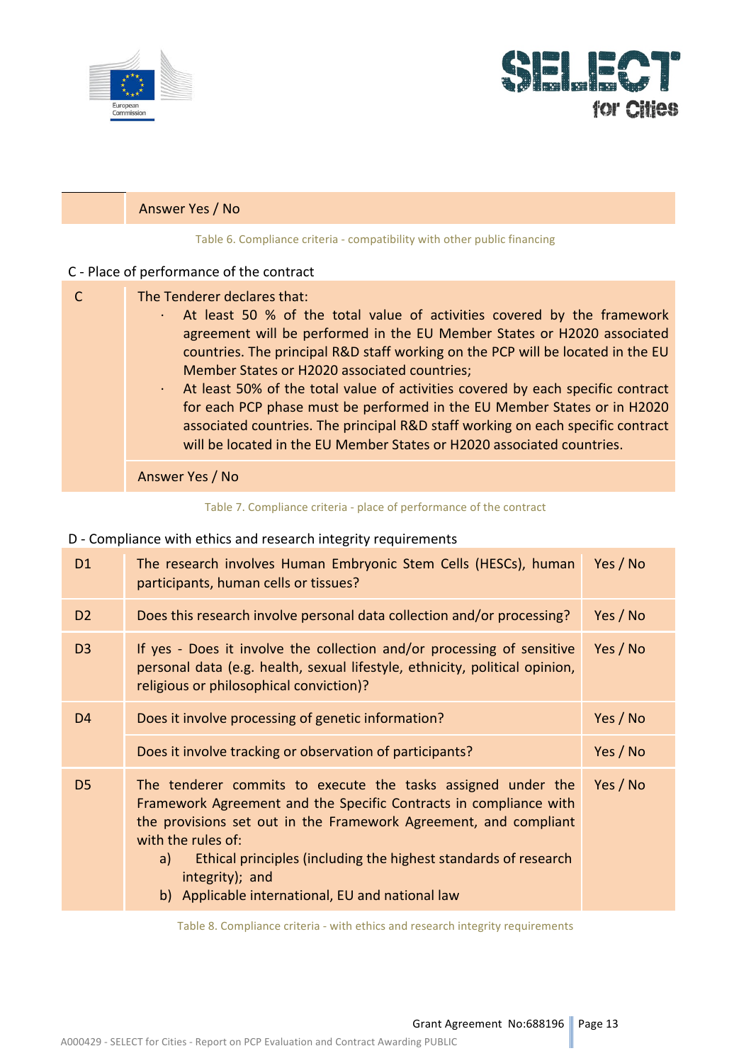| | Answer Yes / No |
|---|---|

Table 6. Compliance criteria - compatibility with other public financing

C - Place of performance of the contract

| C | The Tenderer declares that:<br>· At least 50 % of the total value of activities covered by the framework agreement will be performed in the EU Member States or H2020 associated countries. The principal R&D staff working on the PCP will be located in the EU Member States or H2020 associated countries;<br>· At least 50% of the total value of activities covered by each specific contract for each PCP phase must be performed in the EU Member States or in H2020 associated countries. The principal R&D staff working on each specific contract will be located in the EU Member States or H2020 associated countries. |
|---|---|
| | Answer Yes / No |

Table 7. Compliance criteria - place of performance of the contract

D - Compliance with ethics and research integrity requirements

| D1 | The research involves Human Embryonic Stem Cells (HESCs), human participants, human cells or tissues? | Yes / No |
|---|---|---|
| D2 | Does this research involve personal data collection and/or processing? | Yes / No |
| D3 | If yes - Does it involve the collection and/or processing of sensitive personal data (e.g. health, sexual lifestyle, ethnicity, political opinion, religious or philosophical conviction)? | Yes / No |
| D4 | Does it involve processing of genetic information? | Yes / No |
| | Does it involve tracking or observation of participants? | Yes / No |
| D5 | The tenderer commits to execute the tasks assigned under the Framework Agreement and the Specific Contracts in compliance with the provisions set out in the Framework Agreement, and compliant with the rules of:<br>a) Ethical principles (including the highest standards of research integrity); and<br>b) Applicable international, EU and national law | Yes / No |

Table 8. Compliance criteria - with ethics and research integrity requirements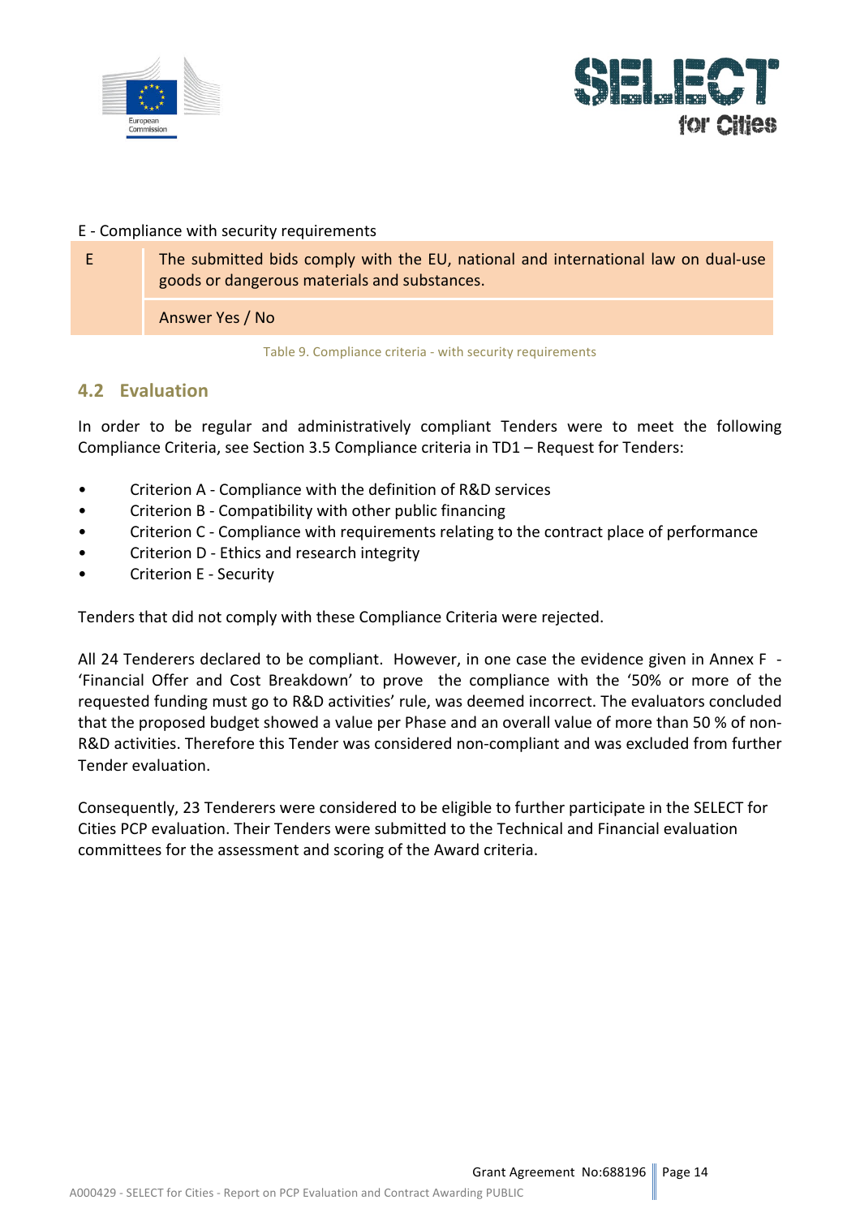E - Compliance with security requirements

| E | The submitted bids comply with the EU, national and international law on dual-use goods or dangerous materials and substances. |
|---|---|
| | Answer Yes / No |

Table 9. Compliance criteria - with security requirements

## 4.2 Evaluation

In order to be regular and administratively compliant Tenders were to meet the following Compliance Criteria, see Section 3.5 Compliance criteria in TD1 – Request for Tenders:

- Criterion A - Compliance with the definition of R&D services
- Criterion B - Compatibility with other public financing
- Criterion C - Compliance with requirements relating to the contract place of performance
- Criterion D - Ethics and research integrity
- Criterion E - Security

Tenders that did not comply with these Compliance Criteria were rejected.

All 24 Tenderers declared to be compliant. However, in one case the evidence given in Annex F - 'Financial Offer and Cost Breakdown' to prove the compliance with the '50% or more of the requested funding must go to R&D activities' rule, was deemed incorrect. The evaluators concluded that the proposed budget showed a value per Phase and an overall value of more than 50 % of non-R&D activities. Therefore this Tender was considered non-compliant and was excluded from further Tender evaluation.

Consequently, 23 Tenderers were considered to be eligible to further participate in the SELECT for Cities PCP evaluation. Their Tenders were submitted to the Technical and Financial evaluation committees for the assessment and scoring of the Award criteria.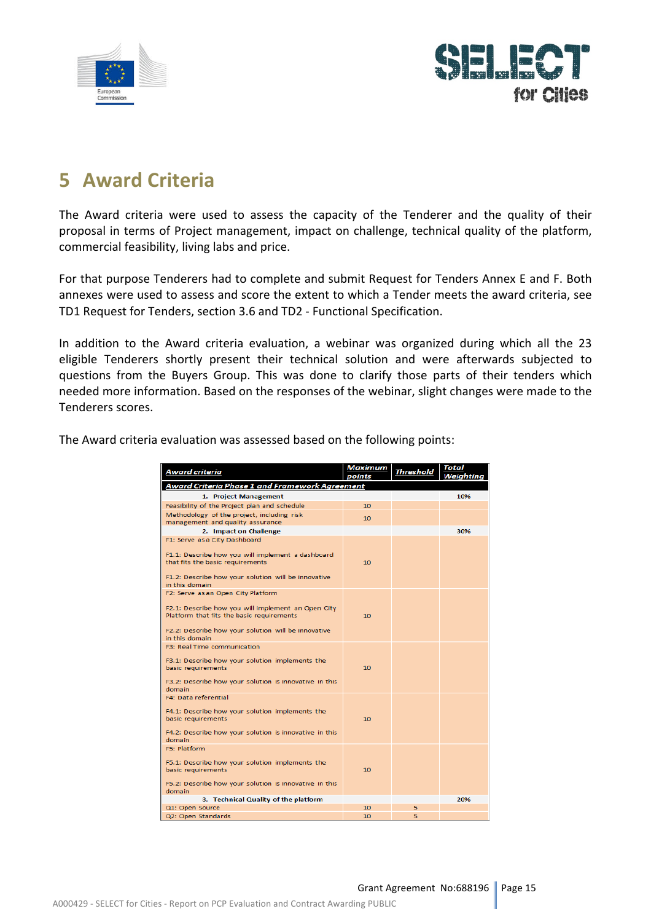# 5 Award Criteria

The Award criteria were used to assess the capacity of the Tenderer and the quality of their proposal in terms of Project management, impact on challenge, technical quality of the platform, commercial feasibility, living labs and price.

For that purpose Tenderers had to complete and submit Request for Tenders Annex E and F. Both annexes were used to assess and score the extent to which a Tender meets the award criteria, see TD1 Request for Tenders, section 3.6 and TD2 - Functional Specification.

In addition to the Award criteria evaluation, a webinar was organized during which all the 23 eligible Tenderers shortly present their technical solution and were afterwards subjected to questions from the Buyers Group. This was done to clarify those parts of their tenders which needed more information. Based on the responses of the webinar, slight changes were made to the Tenderers scores.

The Award criteria evaluation was assessed based on the following points:

| Award criteria | Maximum points | Threshold | Total Weighting |
|---|---|---|---|
| **Award Criteria Phase 1 and Framework Agreement** | | | |
| **1. Project Management** | | | **10%** |
| Feasibility of the Project plan and schedule | 10 | | |
| Methodology of the project, including risk management and quality assurance | 10 | | |
| **2. Impact on Challenge** | | | **30%** |
| F1: Serve as a City Dashboard<br><br>F1.1: Describe how you will implement a dashboard that fits the basic requirements<br><br>F1.2: Describe how your solution will be innovative in this domain | 10 | | |
| F2: Serve as an Open City Platform<br><br>F2.1: Describe how you will implement an Open City Platform that fits the basic requirements<br><br>F2.2: Describe how your solution will be innovative in this domain | 10 | | |
| F3: Real Time communication<br><br>F3.1: Describe how your solution implements the basic requirements<br><br>F3.2: Describe how your solution is innovative in this domain | 10 | | |
| F4: Data referential<br><br>F4.1: Describe how your solution implements the basic requirements<br><br>F4.2: Describe how your solution is innovative in this domain | 10 | | |
| F5: Platform<br><br>F5.1: Describe how your solution implements the basic requirements<br><br>F5.2: Describe how your solution is innovative in this domain | 10 | | |
| **3. Technical Quality of the platform** | | | **20%** |
| Q1: Open Source | 10 | 5 | |
| Q2: Open Standards | 10 | 5 | |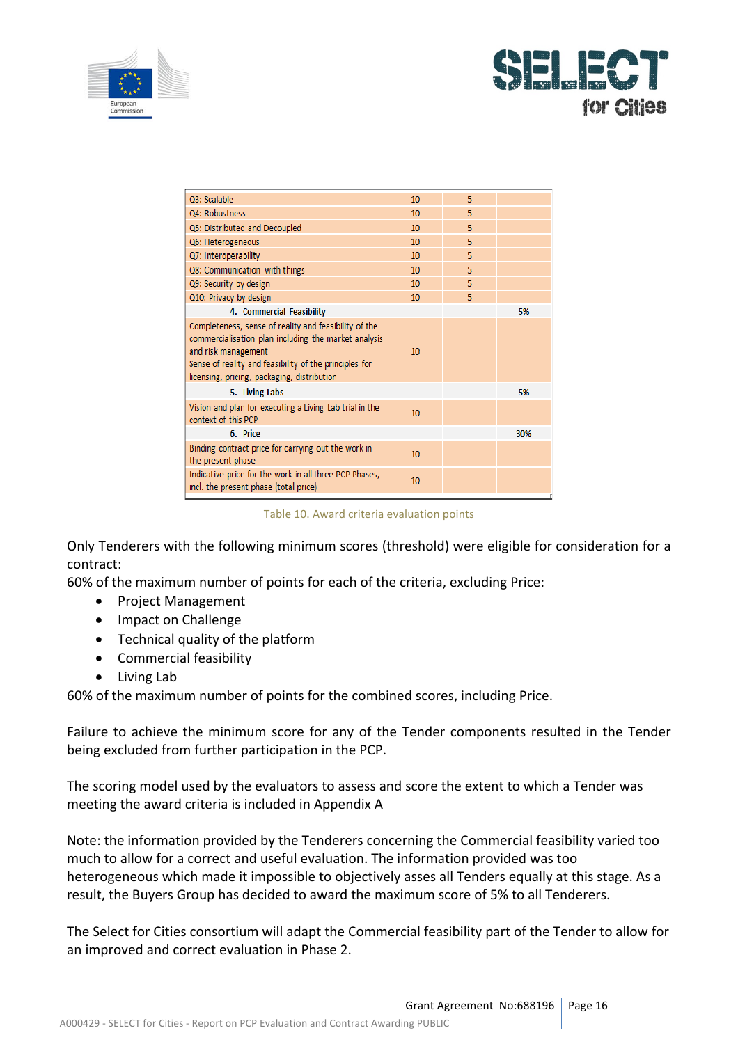| | | | |
|---|---|---|---|
| Q3: Scalable | 10 | 5 | |
| Q4: Robustness | 10 | 5 | |
| Q5: Distributed and Decoupled | 10 | 5 | |
| Q6: Heterogeneous | 10 | 5 | |
| Q7: Interoperability | 10 | 5 | |
| Q8: Communication with things | 10 | 5 | |
| Q9: Security by design | 10 | 5 | |
| Q10: Privacy by design | 10 | 5 | |
| **4. Commercial Feasibility** | | | 5% |
| Completeness, sense of reality and feasibility of the commercialisation plan including the market analysis and risk management<br>Sense of reality and feasibility of the principles for licensing, pricing, packaging, distribution | 10 | | |
| **5. Living Labs** | | | 5% |
| Vision and plan for executing a Living Lab trial in the context of this PCP | 10 | | |
| **6. Price** | | | 30% |
| Binding contract price for carrying out the work in the present phase | 10 | | |
| Indicative price for the work in all three PCP Phases, incl. the present phase (total price) | 10 | | |

Table 10. Award criteria evaluation points

Only Tenderers with the following minimum scores (threshold) were eligible for consideration for a contract:

60% of the maximum number of points for each of the criteria, excluding Price:

- Project Management
- Impact on Challenge
- Technical quality of the platform
- Commercial feasibility
- Living Lab

60% of the maximum number of points for the combined scores, including Price.

Failure to achieve the minimum score for any of the Tender components resulted in the Tender being excluded from further participation in the PCP.

The scoring model used by the evaluators to assess and score the extent to which a Tender was meeting the award criteria is included in Appendix A

Note: the information provided by the Tenderers concerning the Commercial feasibility varied too much to allow for a correct and useful evaluation. The information provided was too heterogeneous which made it impossible to objectively asses all Tenders equally at this stage. As a result, the Buyers Group has decided to award the maximum score of 5% to all Tenderers.

The Select for Cities consortium will adapt the Commercial feasibility part of the Tender to allow for an improved and correct evaluation in Phase 2.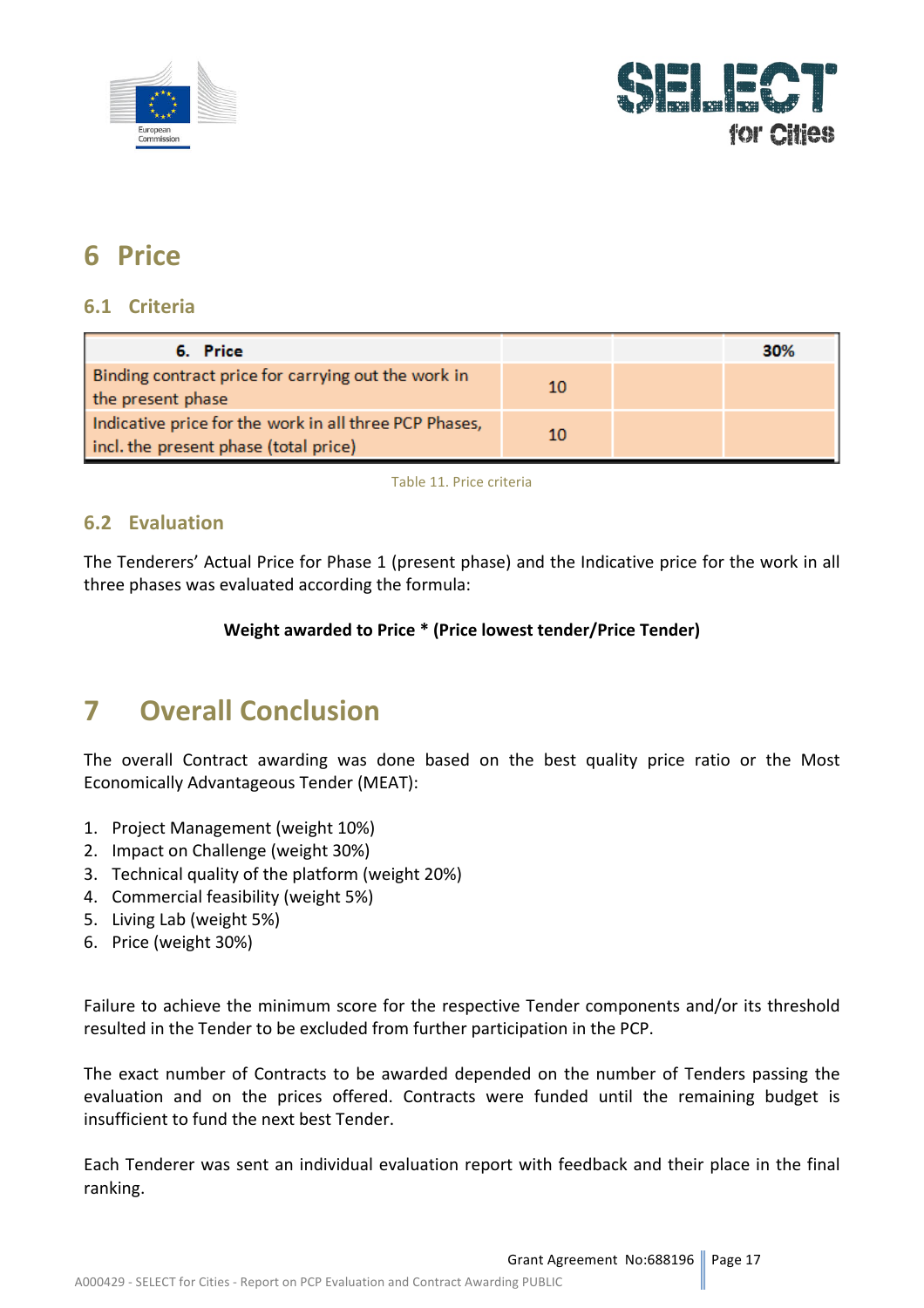# 6 Price

## 6.1 Criteria

| 6. Price | | | 30% |
|---|---|---|---|
| Binding contract price for carrying out the work in the present phase | 10 | | |
| Indicative price for the work in all three PCP Phases, incl. the present phase (total price) | 10 | | |

Table 11. Price criteria

## 6.2 Evaluation

The Tenderers' Actual Price for Phase 1 (present phase) and the Indicative price for the work in all three phases was evaluated according the formula:

**Weight awarded to Price * (Price lowest tender/Price Tender)**

# 7 Overall Conclusion

The overall Contract awarding was done based on the best quality price ratio or the Most Economically Advantageous Tender (MEAT):

1. Project Management (weight 10%)
2. Impact on Challenge (weight 30%)
3. Technical quality of the platform (weight 20%)
4. Commercial feasibility (weight 5%)
5. Living Lab (weight 5%)
6. Price (weight 30%)

Failure to achieve the minimum score for the respective Tender components and/or its threshold resulted in the Tender to be excluded from further participation in the PCP.

The exact number of Contracts to be awarded depended on the number of Tenders passing the evaluation and on the prices offered. Contracts were funded until the remaining budget is insufficient to fund the next best Tender.

Each Tenderer was sent an individual evaluation report with feedback and their place in the final ranking.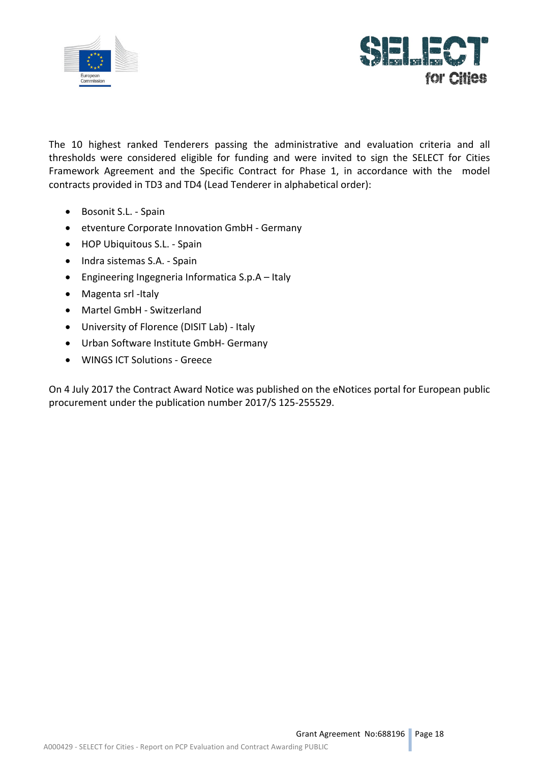The 10 highest ranked Tenderers passing the administrative and evaluation criteria and all thresholds were considered eligible for funding and were invited to sign the SELECT for Cities Framework Agreement and the Specific Contract for Phase 1, in accordance with the model contracts provided in TD3 and TD4 (Lead Tenderer in alphabetical order):

- Bosonit S.L. - Spain
- etventure Corporate Innovation GmbH - Germany
- HOP Ubiquitous S.L. - Spain
- Indra sistemas S.A. - Spain
- Engineering Ingegneria Informatica S.p.A – Italy
- Magenta srl -Italy
- Martel GmbH - Switzerland
- University of Florence (DISIT Lab) - Italy
- Urban Software Institute GmbH- Germany
- WINGS ICT Solutions - Greece

On 4 July 2017 the Contract Award Notice was published on the eNotices portal for European public procurement under the publication number 2017/S 125-255529.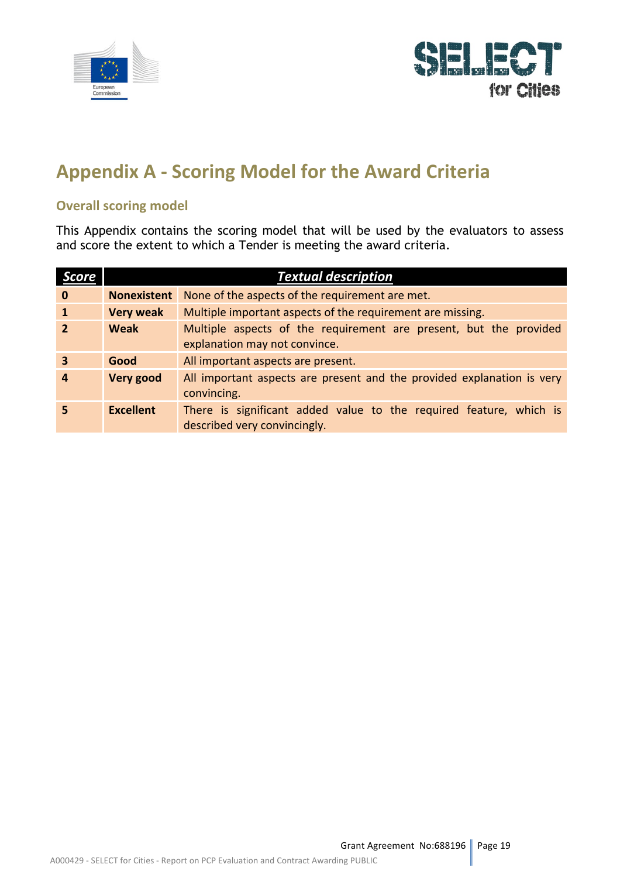# Appendix A - Scoring Model for the Award Criteria

## Overall scoring model

This Appendix contains the scoring model that will be used by the evaluators to assess and score the extent to which a Tender is meeting the award criteria.

| ***Score*** | ***Textual description*** | |
|---|---|---|
| **0** | **Nonexistent** | None of the aspects of the requirement are met. |
| **1** | **Very weak** | Multiple important aspects of the requirement are missing. |
| **2** | **Weak** | Multiple aspects of the requirement are present, but the provided explanation may not convince. |
| **3** | **Good** | All important aspects are present. |
| **4** | **Very good** | All important aspects are present and the provided explanation is very convincing. |
| **5** | **Excellent** | There is significant added value to the required feature, which is described very convincingly. |